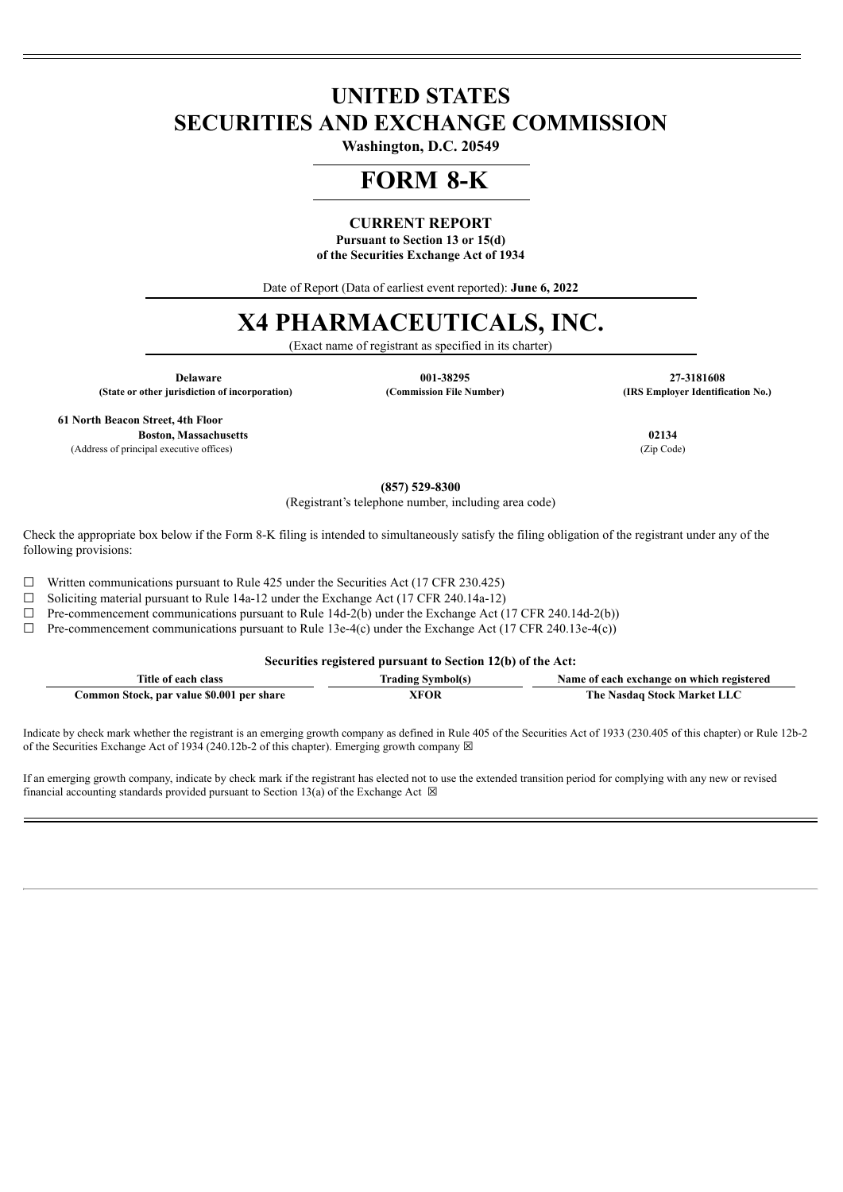# UNITED STATES
# SECURITIES AND EXCHANGE COMMISSION

**Washington, D.C. 20549**

# FORM 8-K

**CURRENT REPORT**

**Pursuant to Section 13 or 15(d)**
**of the Securities Exchange Act of 1934**

Date of Report (Data of earliest event reported): **June 6, 2022**

# X4 PHARMACEUTICALS, INC.

(Exact name of registrant as specified in its charter)

| **Delaware** | **001-38295** | **27-3181608** |
|---|---|---|
| **(State or other jurisdiction of incorporation)** | **(Commission File Number)** | **(IRS Employer Identification No.)** |

| | |
|---|---|
| **61 North Beacon Street, 4th Floor** | |
| **Boston, Massachusetts** | **02134** |
| (Address of principal executive offices) | (Zip Code) |

**(857) 529-8300**
(Registrant's telephone number, including area code)

Check the appropriate box below if the Form 8-K filing is intended to simultaneously satisfy the filing obligation of the registrant under any of the following provisions:

☐ Written communications pursuant to Rule 425 under the Securities Act (17 CFR 230.425)

☐ Soliciting material pursuant to Rule 14a-12 under the Exchange Act (17 CFR 240.14a-12)

☐ Pre-commencement communications pursuant to Rule 14d-2(b) under the Exchange Act (17 CFR 240.14d-2(b))

☐ Pre-commencement communications pursuant to Rule 13e-4(c) under the Exchange Act (17 CFR 240.13e-4(c))

**Securities registered pursuant to Section 12(b) of the Act:**

| Title of each class | Trading Symbol(s) | Name of each exchange on which registered |
|---|---|---|
| **Common Stock, par value $0.001 per share** | **XFOR** | **The Nasdaq Stock Market LLC** |

Indicate by check mark whether the registrant is an emerging growth company as defined in Rule 405 of the Securities Act of 1933 (230.405 of this chapter) or Rule 12b-2 of the Securities Exchange Act of 1934 (240.12b-2 of this chapter). Emerging growth company ☒

If an emerging growth company, indicate by check mark if the registrant has elected not to use the extended transition period for complying with any new or revised financial accounting standards provided pursuant to Section 13(a) of the Exchange Act ☒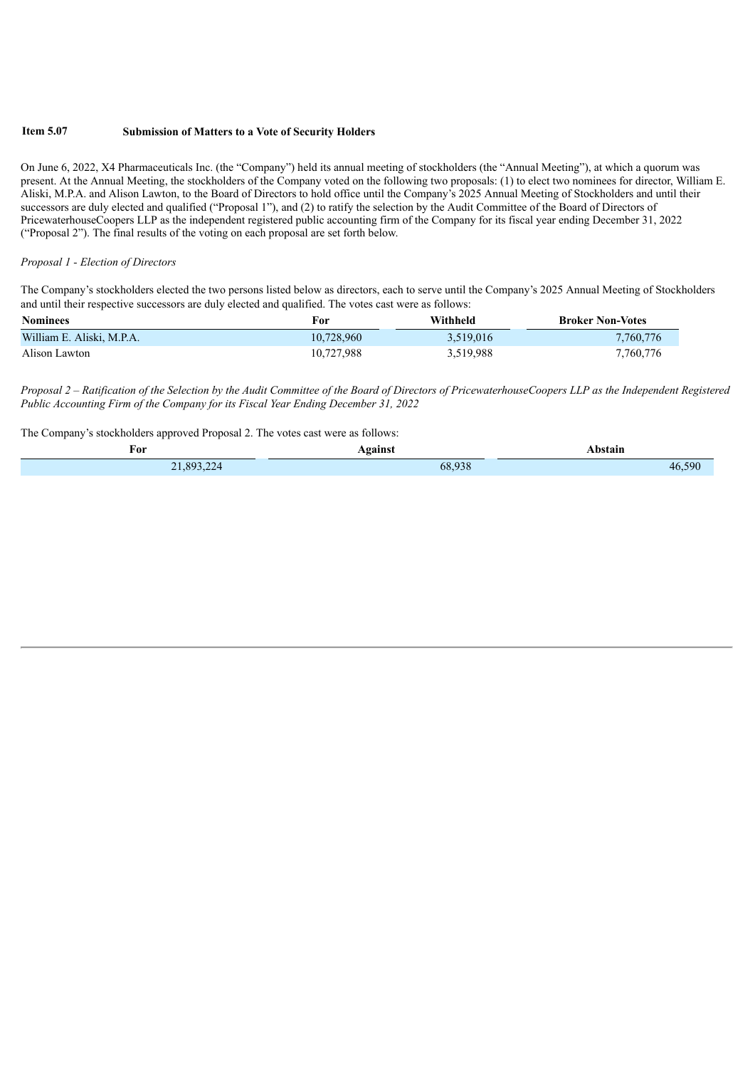**Item 5.07 Submission of Matters to a Vote of Security Holders**

On June 6, 2022, X4 Pharmaceuticals Inc. (the "Company") held its annual meeting of stockholders (the "Annual Meeting"), at which a quorum was present. At the Annual Meeting, the stockholders of the Company voted on the following two proposals: (1) to elect two nominees for director, William E. Aliski, M.P.A. and Alison Lawton, to the Board of Directors to hold office until the Company's 2025 Annual Meeting of Stockholders and until their successors are duly elected and qualified ("Proposal 1"), and (2) to ratify the selection by the Audit Committee of the Board of Directors of PricewaterhouseCoopers LLP as the independent registered public accounting firm of the Company for its fiscal year ending December 31, 2022 ("Proposal 2"). The final results of the voting on each proposal are set forth below.

*Proposal 1 - Election of Directors*

The Company's stockholders elected the two persons listed below as directors, each to serve until the Company's 2025 Annual Meeting of Stockholders and until their respective successors are duly elected and qualified. The votes cast were as follows:

| Nominees | For | Withheld | Broker Non-Votes |
|---|---|---|---|
| William E. Aliski, M.P.A. | 10,728,960 | 3,519,016 | 7,760,776 |
| Alison Lawton | 10,727,988 | 3,519,988 | 7,760,776 |

*Proposal 2 – Ratification of the Selection by the Audit Committee of the Board of Directors of PricewaterhouseCoopers LLP as the Independent Registered Public Accounting Firm of the Company for its Fiscal Year Ending December 31, 2022*

The Company's stockholders approved Proposal 2. The votes cast were as follows:

| For | Against | Abstain |
|---|---|---|
| 21,893,224 | 68,938 | 46,590 |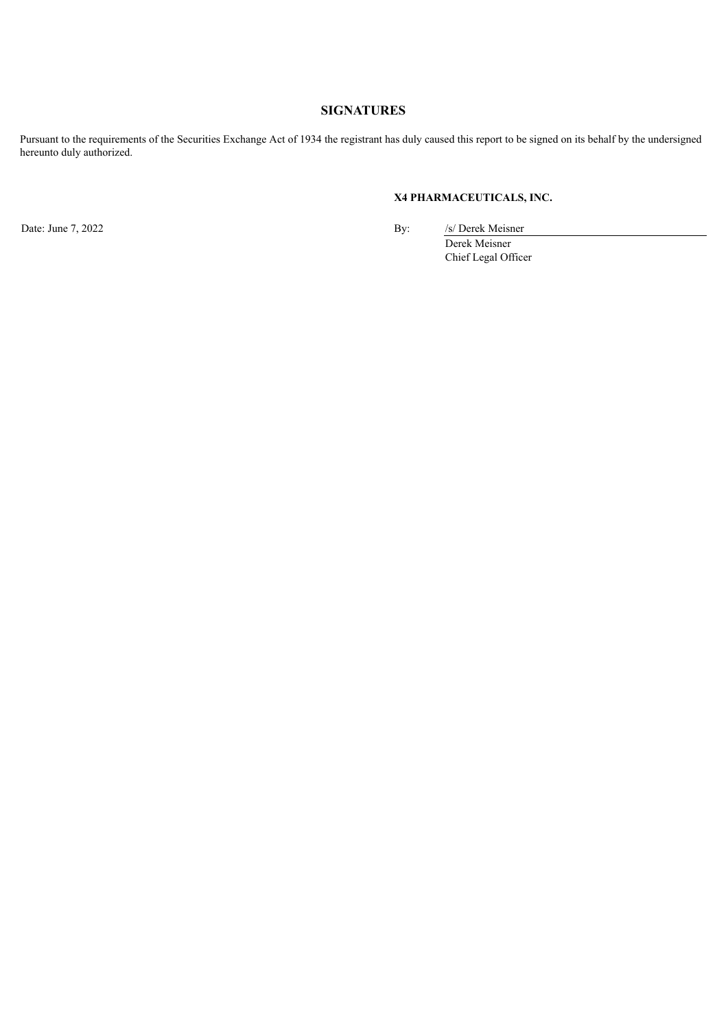# SIGNATURES

Pursuant to the requirements of the Securities Exchange Act of 1934 the registrant has duly caused this report to be signed on its behalf by the undersigned hereunto duly authorized.

**X4 PHARMACEUTICALS, INC.**

Date: June 7, 2022

By: /s/ Derek Meisner
Derek Meisner
Chief Legal Officer